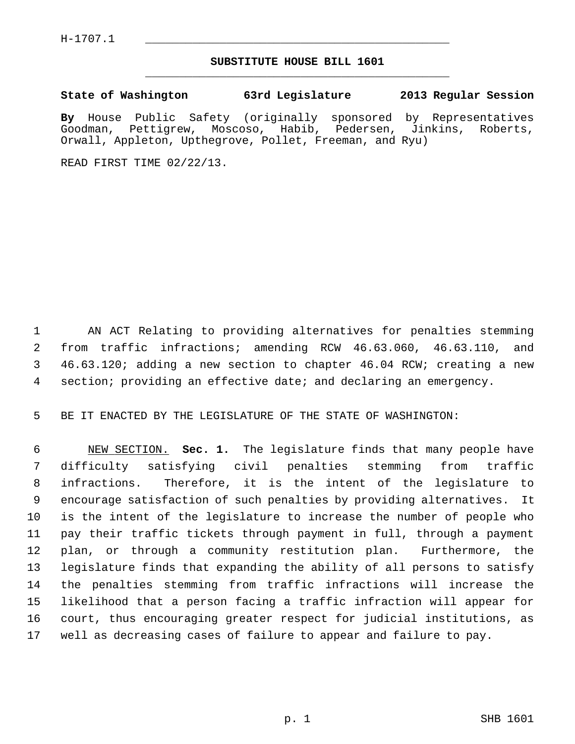H-1707.1

# SUBSTITUTE HOUSE BILL 1601

**State of Washington 63rd Legislature 2013 Regular Session**

**By** House Public Safety (originally sponsored by Representatives Goodman, Pettigrew, Moscoso, Habib, Pedersen, Jinkins, Roberts, Orwall, Appleton, Upthegrove, Pollet, Freeman, and Ryu)

READ FIRST TIME 02/22/13.

AN ACT Relating to providing alternatives for penalties stemming from traffic infractions; amending RCW 46.63.060, 46.63.110, and 46.63.120; adding a new section to chapter 46.04 RCW; creating a new section; providing an effective date; and declaring an emergency.

BE IT ENACTED BY THE LEGISLATURE OF THE STATE OF WASHINGTON:

NEW SECTION. **Sec. 1.** The legislature finds that many people have difficulty satisfying civil penalties stemming from traffic infractions. Therefore, it is the intent of the legislature to encourage satisfaction of such penalties by providing alternatives. It is the intent of the legislature to increase the number of people who pay their traffic tickets through payment in full, through a payment plan, or through a community restitution plan. Furthermore, the legislature finds that expanding the ability of all persons to satisfy the penalties stemming from traffic infractions will increase the likelihood that a person facing a traffic infraction will appear for court, thus encouraging greater respect for judicial institutions, as well as decreasing cases of failure to appear and failure to pay.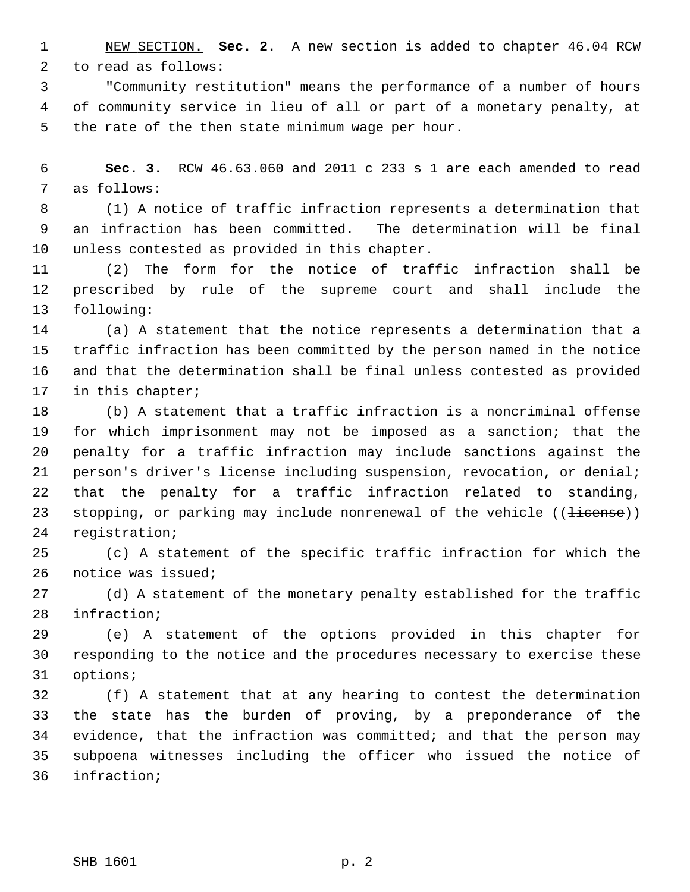NEW SECTION. **Sec. 2.** A new section is added to chapter 46.04 RCW to read as follows:

"Community restitution" means the performance of a number of hours of community service in lieu of all or part of a monetary penalty, at the rate of the then state minimum wage per hour.

**Sec. 3.** RCW 46.63.060 and 2011 c 233 s 1 are each amended to read as follows:

(1) A notice of traffic infraction represents a determination that an infraction has been committed. The determination will be final unless contested as provided in this chapter.

(2) The form for the notice of traffic infraction shall be prescribed by rule of the supreme court and shall include the following:

(a) A statement that the notice represents a determination that a traffic infraction has been committed by the person named in the notice and that the determination shall be final unless contested as provided in this chapter;

(b) A statement that a traffic infraction is a noncriminal offense for which imprisonment may not be imposed as a sanction; that the penalty for a traffic infraction may include sanctions against the person's driver's license including suspension, revocation, or denial; that the penalty for a traffic infraction related to standing, stopping, or parking may include nonrenewal of the vehicle ((~~license~~)) registration;

(c) A statement of the specific traffic infraction for which the notice was issued;

(d) A statement of the monetary penalty established for the traffic infraction;

(e) A statement of the options provided in this chapter for responding to the notice and the procedures necessary to exercise these options;

(f) A statement that at any hearing to contest the determination the state has the burden of proving, by a preponderance of the evidence, that the infraction was committed; and that the person may subpoena witnesses including the officer who issued the notice of infraction;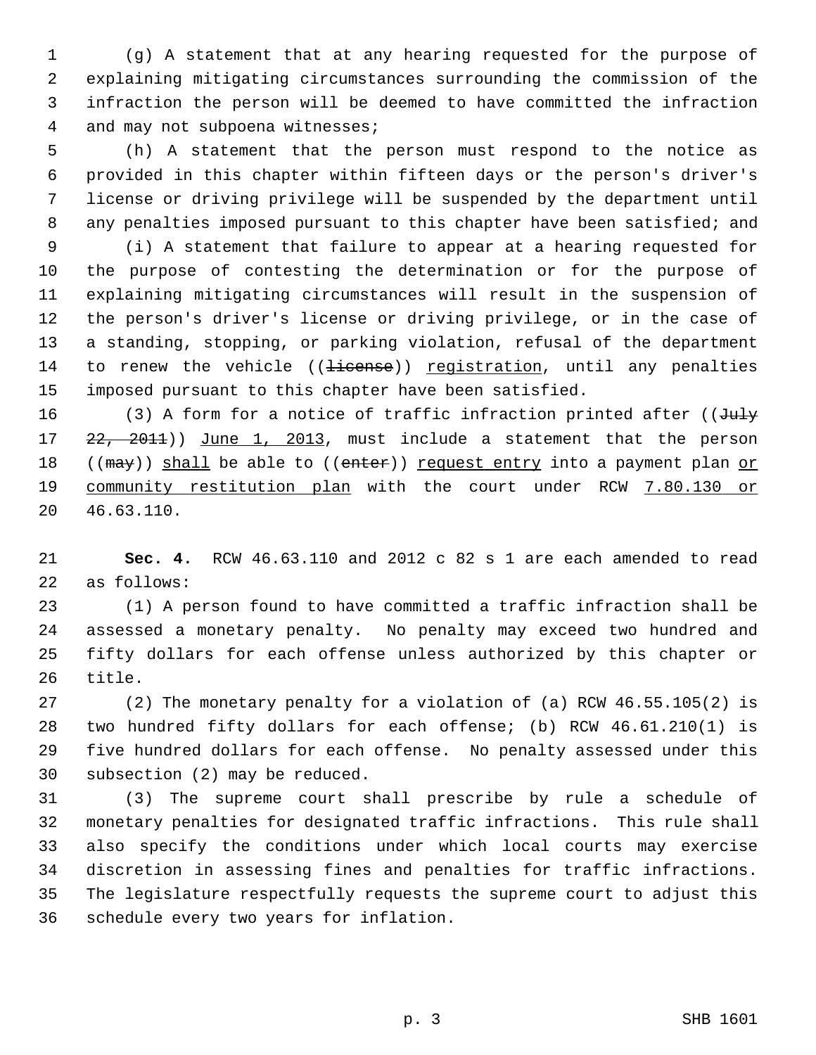(g) A statement that at any hearing requested for the purpose of explaining mitigating circumstances surrounding the commission of the infraction the person will be deemed to have committed the infraction and may not subpoena witnesses;

(h) A statement that the person must respond to the notice as provided in this chapter within fifteen days or the person's driver's license or driving privilege will be suspended by the department until any penalties imposed pursuant to this chapter have been satisfied; and

(i) A statement that failure to appear at a hearing requested for the purpose of contesting the determination or for the purpose of explaining mitigating circumstances will result in the suspension of the person's driver's license or driving privilege, or in the case of a standing, stopping, or parking violation, refusal of the department to renew the vehicle ((~~license~~)) <u>registration</u>, until any penalties imposed pursuant to this chapter have been satisfied.

(3) A form for a notice of traffic infraction printed after ((~~July 22, 2011~~)) <u>June 1, 2013</u>, must include a statement that the person ((~~may~~)) <u>shall</u> be able to ((~~enter~~)) <u>request entry</u> into a payment plan <u>or community restitution plan</u> with the court under RCW <u>7.80.130 or</u> 46.63.110.

**Sec. 4.** RCW 46.63.110 and 2012 c 82 s 1 are each amended to read as follows:

(1) A person found to have committed a traffic infraction shall be assessed a monetary penalty. No penalty may exceed two hundred and fifty dollars for each offense unless authorized by this chapter or title.

(2) The monetary penalty for a violation of (a) RCW 46.55.105(2) is two hundred fifty dollars for each offense; (b) RCW 46.61.210(1) is five hundred dollars for each offense. No penalty assessed under this subsection (2) may be reduced.

(3) The supreme court shall prescribe by rule a schedule of monetary penalties for designated traffic infractions. This rule shall also specify the conditions under which local courts may exercise discretion in assessing fines and penalties for traffic infractions. The legislature respectfully requests the supreme court to adjust this schedule every two years for inflation.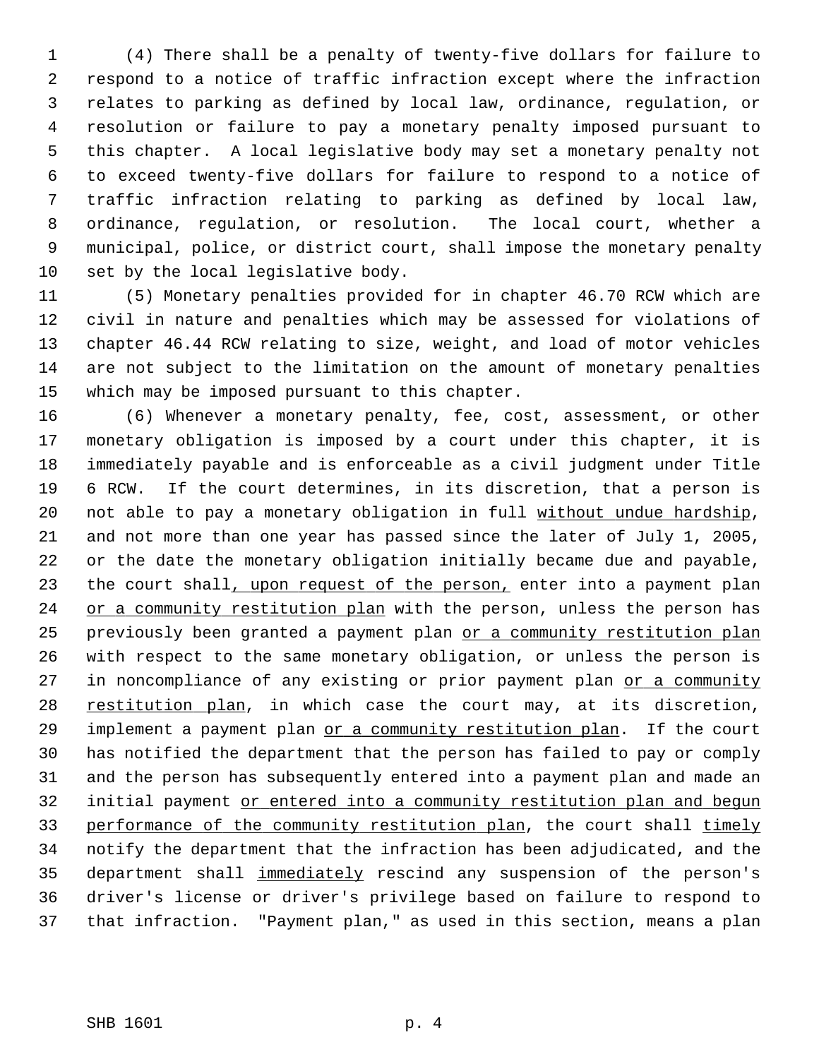(4) There shall be a penalty of twenty-five dollars for failure to respond to a notice of traffic infraction except where the infraction relates to parking as defined by local law, ordinance, regulation, or resolution or failure to pay a monetary penalty imposed pursuant to this chapter. A local legislative body may set a monetary penalty not to exceed twenty-five dollars for failure to respond to a notice of traffic infraction relating to parking as defined by local law, ordinance, regulation, or resolution. The local court, whether a municipal, police, or district court, shall impose the monetary penalty set by the local legislative body.

(5) Monetary penalties provided for in chapter 46.70 RCW which are civil in nature and penalties which may be assessed for violations of chapter 46.44 RCW relating to size, weight, and load of motor vehicles are not subject to the limitation on the amount of monetary penalties which may be imposed pursuant to this chapter.

(6) Whenever a monetary penalty, fee, cost, assessment, or other monetary obligation is imposed by a court under this chapter, it is immediately payable and is enforceable as a civil judgment under Title 6 RCW. If the court determines, in its discretion, that a person is not able to pay a monetary obligation in full <u>without undue hardship</u>, and not more than one year has passed since the later of July 1, 2005, or the date the monetary obligation initially became due and payable, the court shall<u>, upon request of the person,</u> enter into a payment plan <u>or a community restitution plan</u> with the person, unless the person has previously been granted a payment plan <u>or a community restitution plan</u> with respect to the same monetary obligation, or unless the person is in noncompliance of any existing or prior payment plan <u>or a community restitution plan</u>, in which case the court may, at its discretion, implement a payment plan <u>or a community restitution plan</u>. If the court has notified the department that the person has failed to pay or comply and the person has subsequently entered into a payment plan and made an initial payment <u>or entered into a community restitution plan and begun performance of the community restitution plan</u>, the court shall <u>timely</u> notify the department that the infraction has been adjudicated, and the department shall <u>immediately</u> rescind any suspension of the person's driver's license or driver's privilege based on failure to respond to that infraction. "Payment plan," as used in this section, means a plan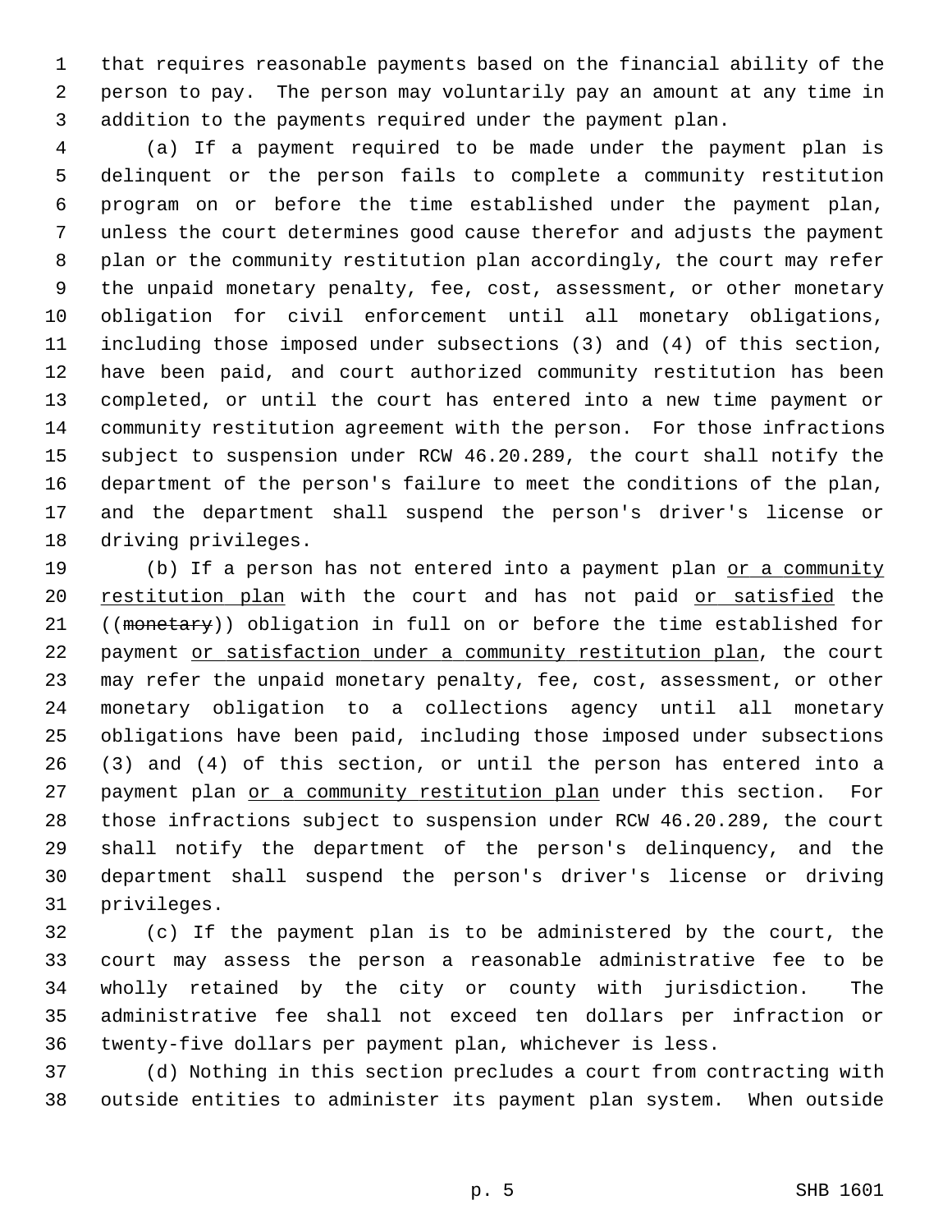that requires reasonable payments based on the financial ability of the person to pay. The person may voluntarily pay an amount at any time in addition to the payments required under the payment plan.

(a) If a payment required to be made under the payment plan is delinquent or the person fails to complete a community restitution program on or before the time established under the payment plan, unless the court determines good cause therefor and adjusts the payment plan or the community restitution plan accordingly, the court may refer the unpaid monetary penalty, fee, cost, assessment, or other monetary obligation for civil enforcement until all monetary obligations, including those imposed under subsections (3) and (4) of this section, have been paid, and court authorized community restitution has been completed, or until the court has entered into a new time payment or community restitution agreement with the person. For those infractions subject to suspension under RCW 46.20.289, the court shall notify the department of the person's failure to meet the conditions of the plan, and the department shall suspend the person's driver's license or driving privileges.

(b) If a person has not entered into a payment plan <u>or a community restitution plan</u> with the court and has not paid <u>or satisfied</u> the ((~~monetary~~)) obligation in full on or before the time established for payment <u>or satisfaction under a community restitution plan</u>, the court may refer the unpaid monetary penalty, fee, cost, assessment, or other monetary obligation to a collections agency until all monetary obligations have been paid, including those imposed under subsections (3) and (4) of this section, or until the person has entered into a payment plan <u>or a community restitution plan</u> under this section. For those infractions subject to suspension under RCW 46.20.289, the court shall notify the department of the person's delinquency, and the department shall suspend the person's driver's license or driving privileges.

(c) If the payment plan is to be administered by the court, the court may assess the person a reasonable administrative fee to be wholly retained by the city or county with jurisdiction. The administrative fee shall not exceed ten dollars per infraction or twenty-five dollars per payment plan, whichever is less.

(d) Nothing in this section precludes a court from contracting with outside entities to administer its payment plan system. When outside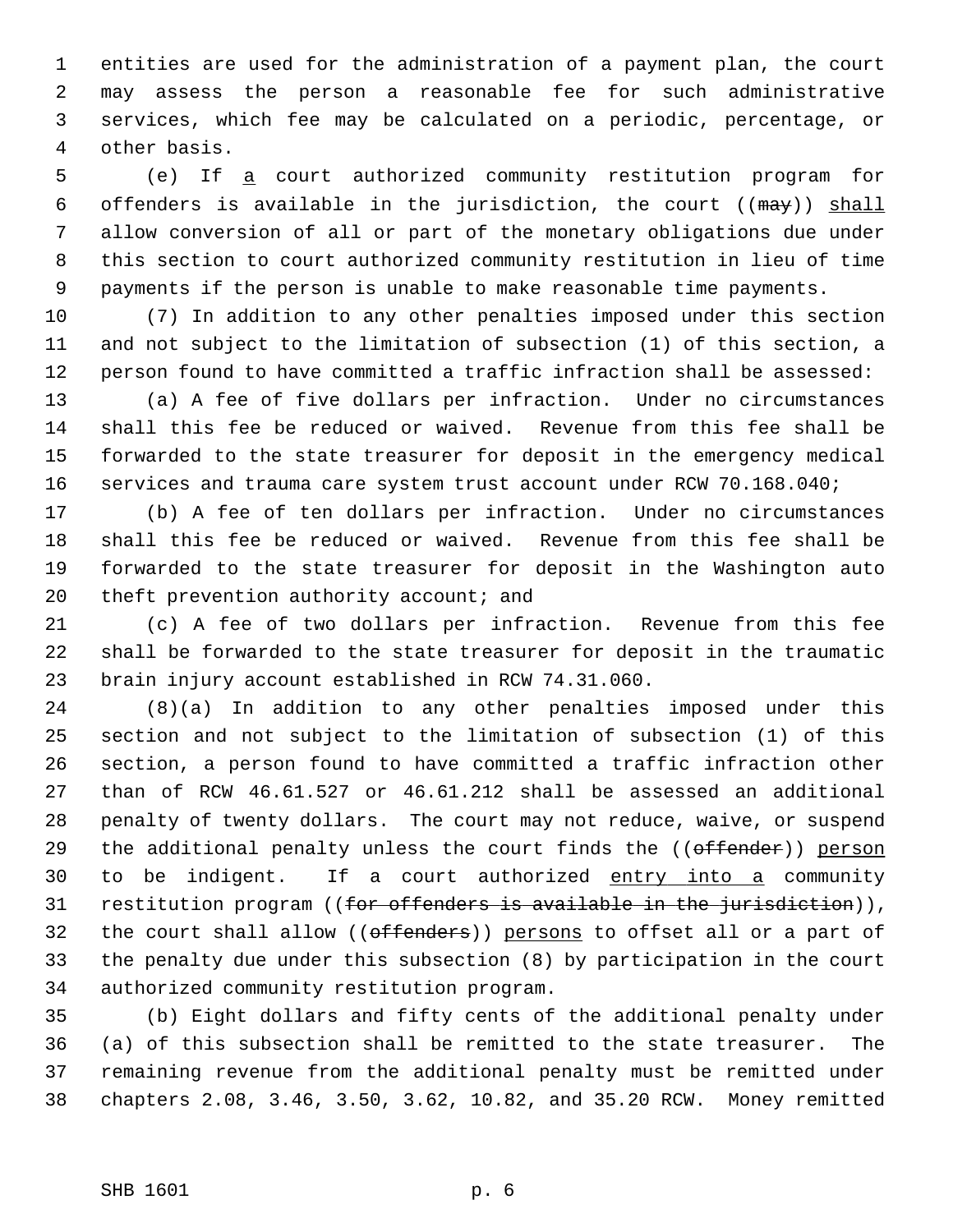entities are used for the administration of a payment plan, the court may assess the person a reasonable fee for such administrative services, which fee may be calculated on a periodic, percentage, or other basis.

(e) If a court authorized community restitution program for offenders is available in the jurisdiction, the court ((~~may~~)) shall allow conversion of all or part of the monetary obligations due under this section to court authorized community restitution in lieu of time payments if the person is unable to make reasonable time payments.

(7) In addition to any other penalties imposed under this section and not subject to the limitation of subsection (1) of this section, a person found to have committed a traffic infraction shall be assessed:

(a) A fee of five dollars per infraction. Under no circumstances shall this fee be reduced or waived. Revenue from this fee shall be forwarded to the state treasurer for deposit in the emergency medical services and trauma care system trust account under RCW 70.168.040;

(b) A fee of ten dollars per infraction. Under no circumstances shall this fee be reduced or waived. Revenue from this fee shall be forwarded to the state treasurer for deposit in the Washington auto theft prevention authority account; and

(c) A fee of two dollars per infraction. Revenue from this fee shall be forwarded to the state treasurer for deposit in the traumatic brain injury account established in RCW 74.31.060.

(8)(a) In addition to any other penalties imposed under this section and not subject to the limitation of subsection (1) of this section, a person found to have committed a traffic infraction other than of RCW 46.61.527 or 46.61.212 shall be assessed an additional penalty of twenty dollars. The court may not reduce, waive, or suspend the additional penalty unless the court finds the ((~~offender~~)) person to be indigent. If a court authorized entry into a community restitution program ((~~for offenders is available in the jurisdiction~~)), the court shall allow ((~~offenders~~)) persons to offset all or a part of the penalty due under this subsection (8) by participation in the court authorized community restitution program.

(b) Eight dollars and fifty cents of the additional penalty under (a) of this subsection shall be remitted to the state treasurer. The remaining revenue from the additional penalty must be remitted under chapters 2.08, 3.46, 3.50, 3.62, 10.82, and 35.20 RCW. Money remitted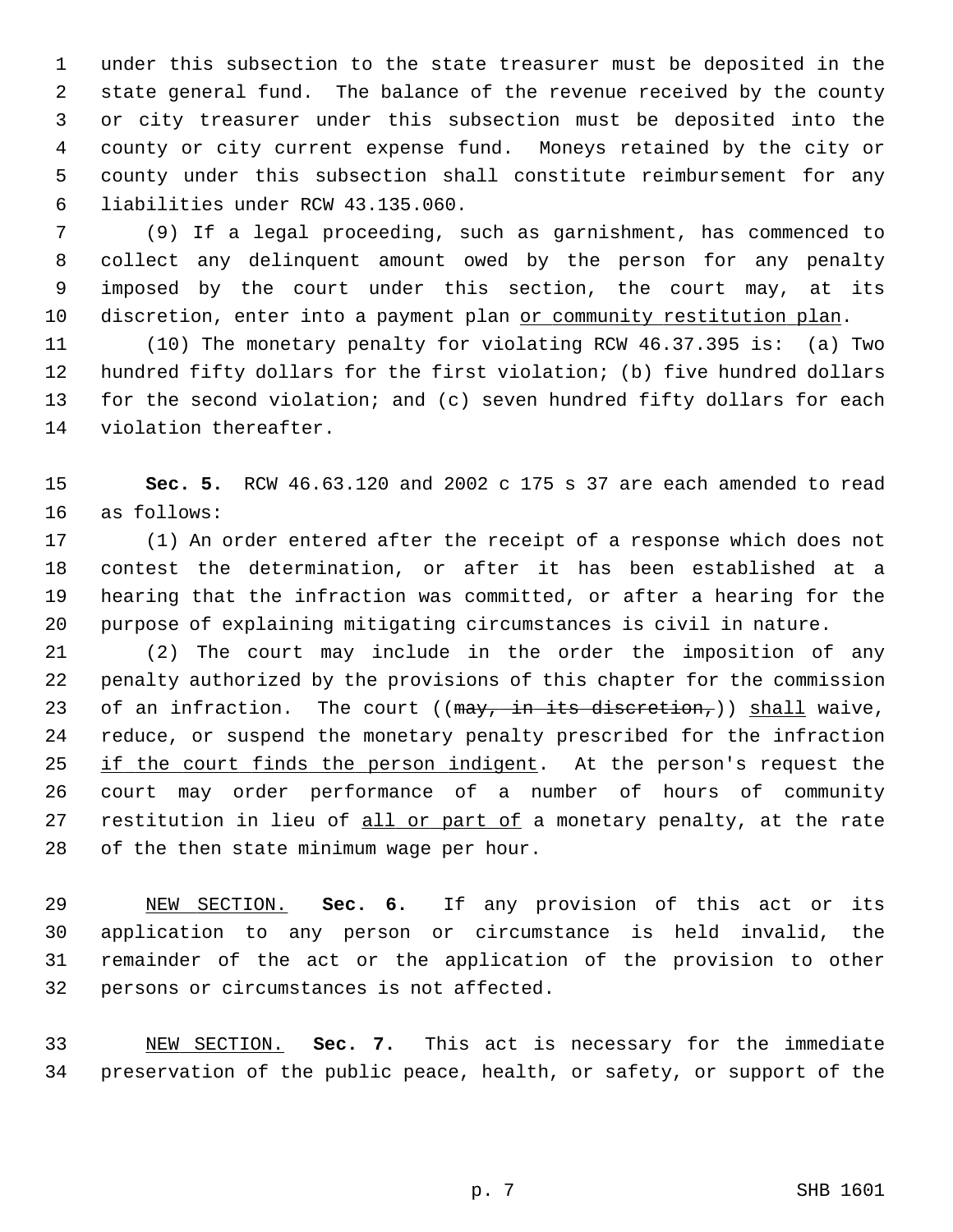under this subsection to the state treasurer must be deposited in the state general fund. The balance of the revenue received by the county or city treasurer under this subsection must be deposited into the county or city current expense fund. Moneys retained by the city or county under this subsection shall constitute reimbursement for any liabilities under RCW 43.135.060.

(9) If a legal proceeding, such as garnishment, has commenced to collect any delinquent amount owed by the person for any penalty imposed by the court under this section, the court may, at its discretion, enter into a payment plan <u>or community restitution plan</u>.

(10) The monetary penalty for violating RCW 46.37.395 is: (a) Two hundred fifty dollars for the first violation; (b) five hundred dollars for the second violation; and (c) seven hundred fifty dollars for each violation thereafter.

**Sec. 5.** RCW 46.63.120 and 2002 c 175 s 37 are each amended to read as follows:

(1) An order entered after the receipt of a response which does not contest the determination, or after it has been established at a hearing that the infraction was committed, or after a hearing for the purpose of explaining mitigating circumstances is civil in nature.

(2) The court may include in the order the imposition of any penalty authorized by the provisions of this chapter for the commission of an infraction. The court ((~~may, in its discretion,~~)) <u>shall</u> waive, reduce, or suspend the monetary penalty prescribed for the infraction <u>if the court finds the person indigent</u>. At the person's request the court may order performance of a number of hours of community restitution in lieu of <u>all or part of</u> a monetary penalty, at the rate of the then state minimum wage per hour.

<u>NEW SECTION.</u> **Sec. 6.** If any provision of this act or its application to any person or circumstance is held invalid, the remainder of the act or the application of the provision to other persons or circumstances is not affected.

<u>NEW SECTION.</u> **Sec. 7.** This act is necessary for the immediate preservation of the public peace, health, or safety, or support of the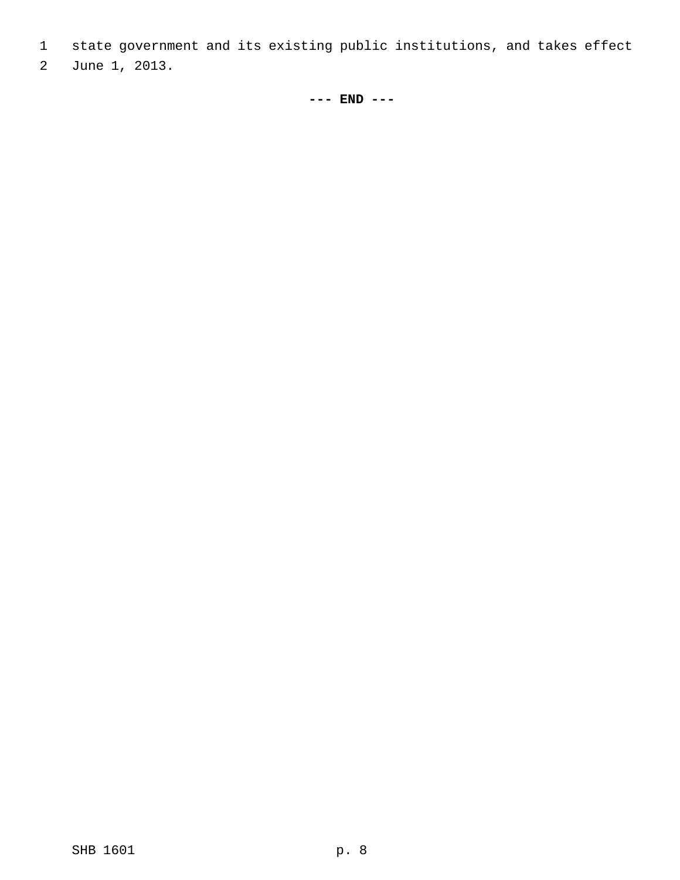state government and its existing public institutions, and takes effect June 1, 2013.

**--- END ---**